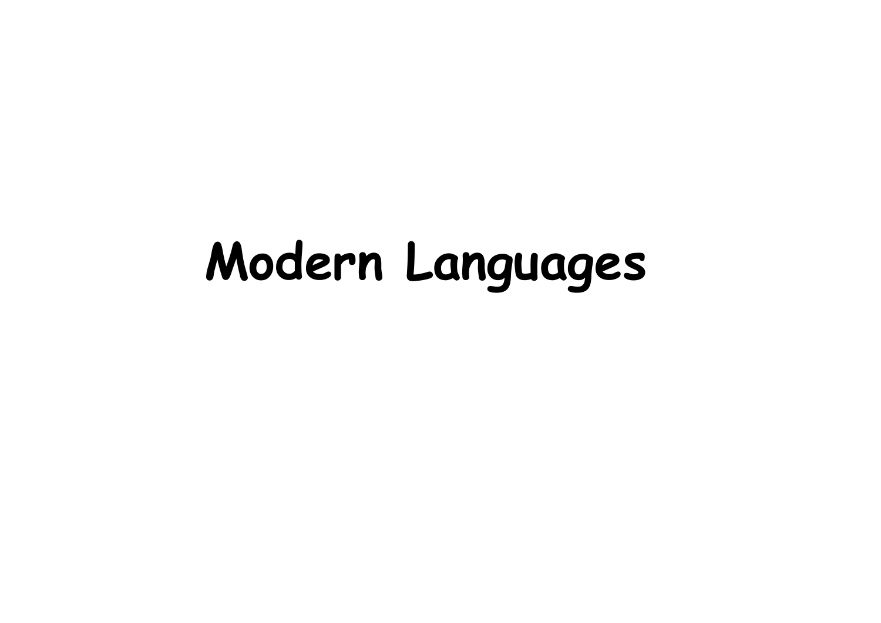# Modern Languages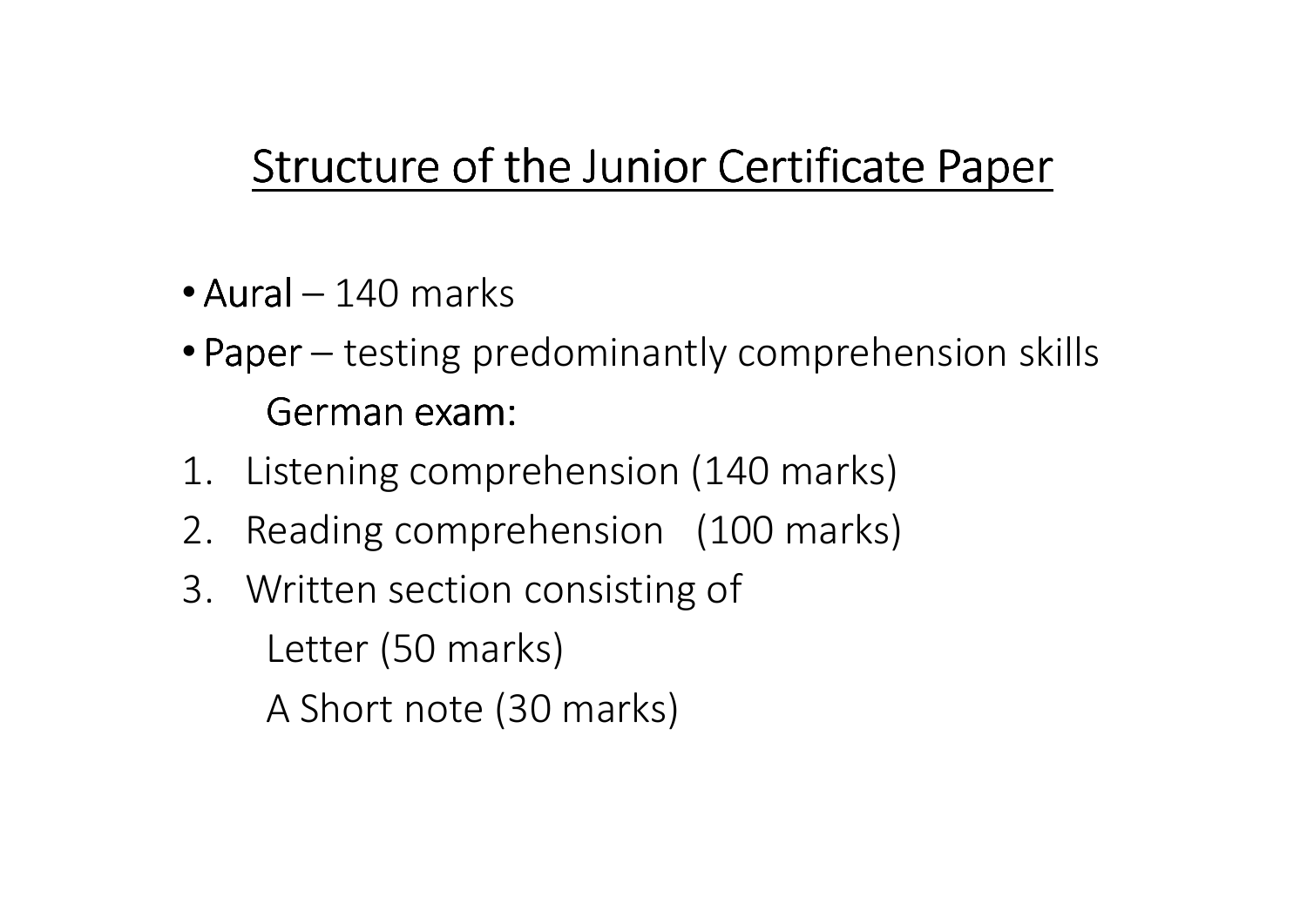# Structure of the Junior Certificate Paper

- **Aural** – 140 marks
- **Paper** – testing predominantly comprehension skills

  German exam:

1. Listening comprehension (140 marks)
2. Reading comprehension (100 marks)
3. Written section consisting of

   Letter (50 marks)

   A Short note (30 marks)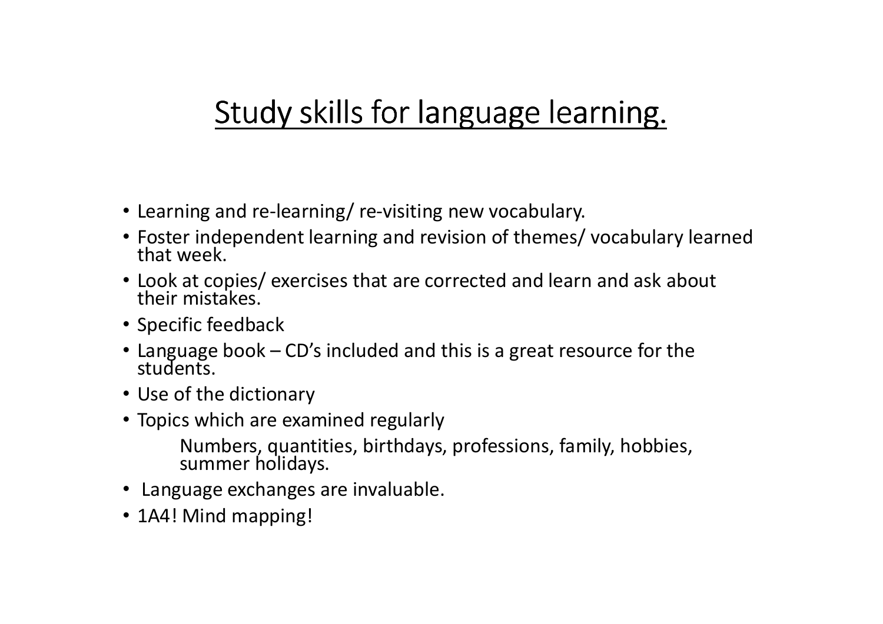# Study skills for language learning.

- Learning and re-learning/ re-visiting new vocabulary.
- Foster independent learning and revision of themes/ vocabulary learned that week.
- Look at copies/ exercises that are corrected and learn and ask about their mistakes.
- Specific feedback
- Language book – CD's included and this is a great resource for the students.
- Use of the dictionary
- Topics which are examined regularly

  Numbers, quantities, birthdays, professions, family, hobbies, summer holidays.
- Language exchanges are invaluable.
- 1A4! Mind mapping!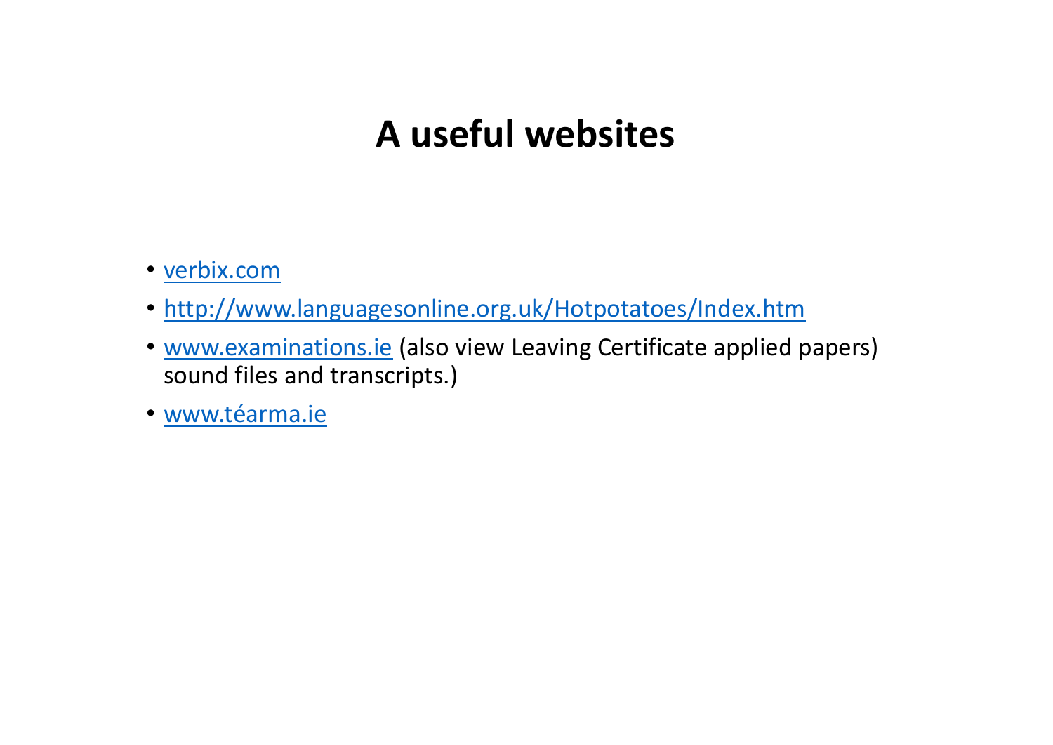# A useful websites

- verbix.com
- http://www.languagesonline.org.uk/Hotpotatoes/Index.htm
- www.examinations.ie (also view Leaving Certificate applied papers) sound files and transcripts.)
- www.téarma.ie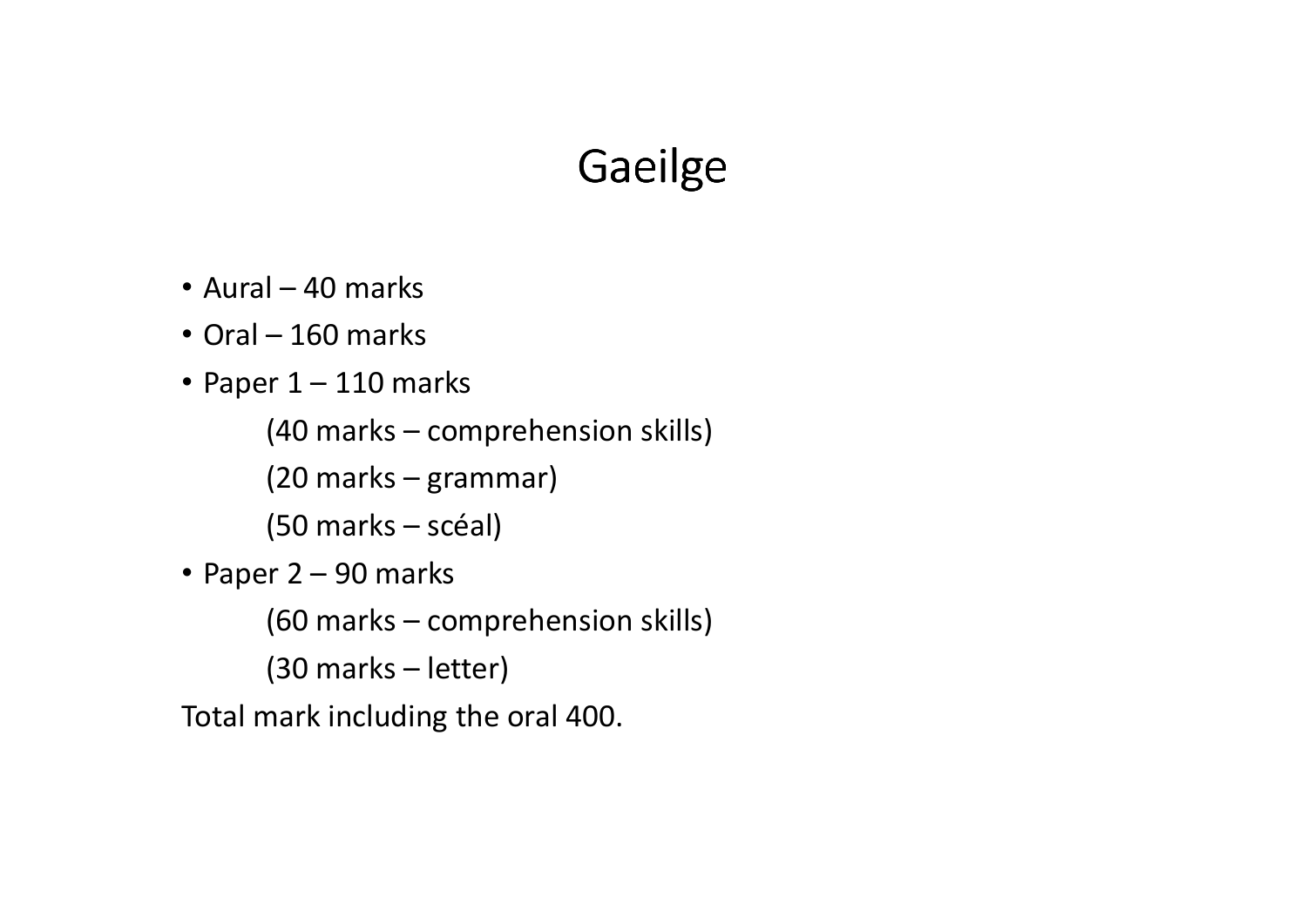# Gaeilge

- Aural – 40 marks
- Oral – 160 marks
- Paper 1 – 110 marks
  - (40 marks – comprehension skills)
  - (20 marks – grammar)
  - (50 marks – scéal)
- Paper 2 – 90 marks
  - (60 marks – comprehension skills)
  - (30 marks – letter)

Total mark including the oral 400.